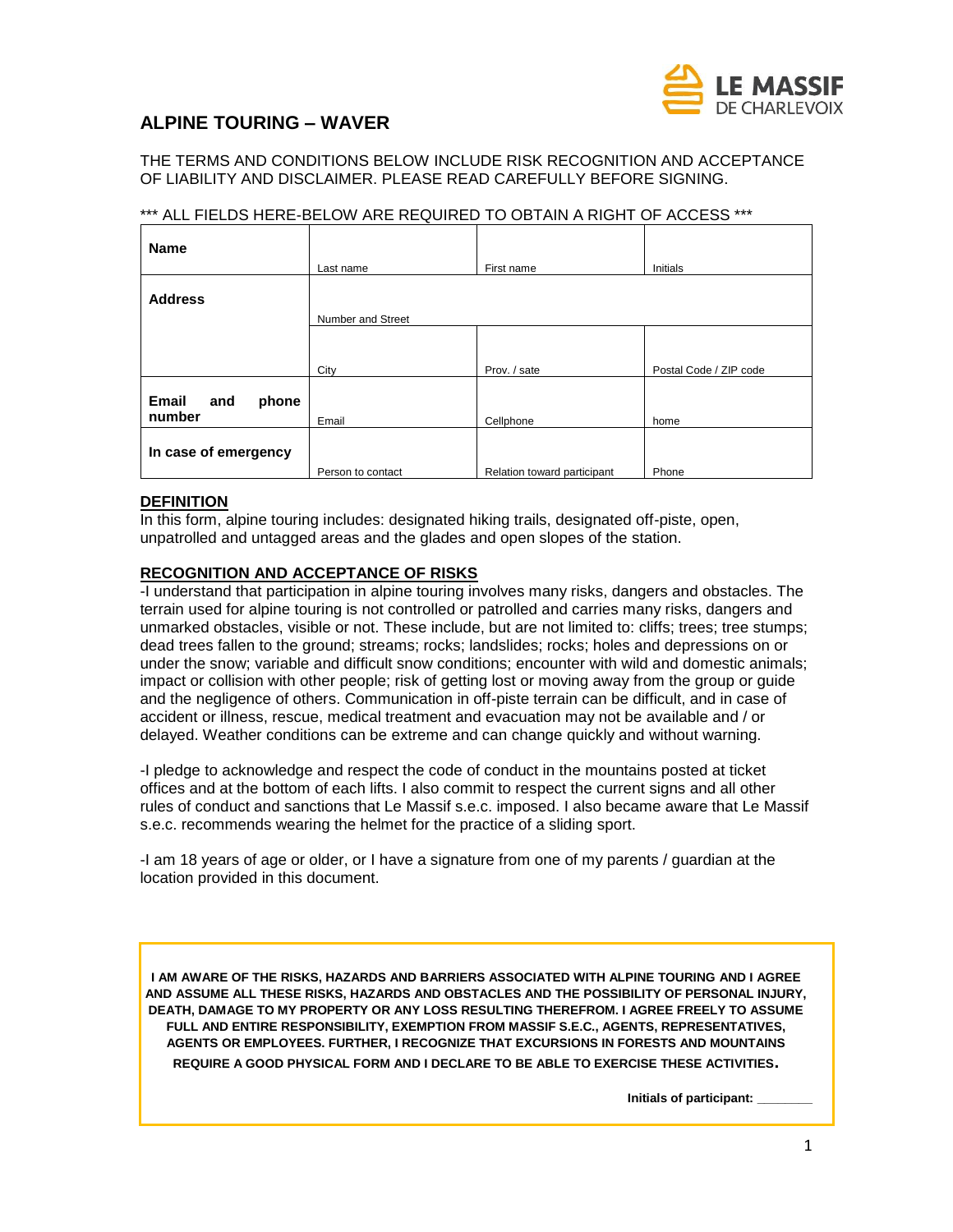LE MASSIF DE CHARLEVOIX

# ALPINE TOURING – WAVER

THE TERMS AND CONDITIONS BELOW INCLUDE RISK RECOGNITION AND ACCEPTANCE OF LIABILITY AND DISCLAIMER. PLEASE READ CAREFULLY BEFORE SIGNING.

*** ALL FIELDS HERE-BELOW ARE REQUIRED TO OBTAIN A RIGHT OF ACCESS ***

| | | | |
|---|---|---|---|
| **Name** | Last name | First name | Initials |
| **Address** | Number and Street | | |
| | City | Prov. / sate | Postal Code / ZIP code |
| **Email and phone number** | Email | Cellphone | home |
| **In case of emergency** | Person to contact | Relation toward participant | Phone |

## DEFINITION

In this form, alpine touring includes: designated hiking trails, designated off-piste, open, unpatrolled and untagged areas and the glades and open slopes of the station.

## RECOGNITION AND ACCEPTANCE OF RISKS

-I understand that participation in alpine touring involves many risks, dangers and obstacles. The terrain used for alpine touring is not controlled or patrolled and carries many risks, dangers and unmarked obstacles, visible or not. These include, but are not limited to: cliffs; trees; tree stumps; dead trees fallen to the ground; streams; rocks; landslides; rocks; holes and depressions on or under the snow; variable and difficult snow conditions; encounter with wild and domestic animals; impact or collision with other people; risk of getting lost or moving away from the group or guide and the negligence of others. Communication in off-piste terrain can be difficult, and in case of accident or illness, rescue, medical treatment and evacuation may not be available and / or delayed. Weather conditions can be extreme and can change quickly and without warning.

-I pledge to acknowledge and respect the code of conduct in the mountains posted at ticket offices and at the bottom of each lifts. I also commit to respect the current signs and all other rules of conduct and sanctions that Le Massif s.e.c. imposed. I also became aware that Le Massif s.e.c. recommends wearing the helmet for the practice of a sliding sport.

-I am 18 years of age or older, or I have a signature from one of my parents / guardian at the location provided in this document.

**I AM AWARE OF THE RISKS, HAZARDS AND BARRIERS ASSOCIATED WITH ALPINE TOURING AND I AGREE AND ASSUME ALL THESE RISKS, HAZARDS AND OBSTACLES AND THE POSSIBILITY OF PERSONAL INJURY, DEATH, DAMAGE TO MY PROPERTY OR ANY LOSS RESULTING THEREFROM. I AGREE FREELY TO ASSUME FULL AND ENTIRE RESPONSIBILITY, EXEMPTION FROM MASSIF S.E.C., AGENTS, REPRESENTATIVES, AGENTS OR EMPLOYEES. FURTHER, I RECOGNIZE THAT EXCURSIONS IN FORESTS AND MOUNTAINS REQUIRE A GOOD PHYSICAL FORM AND I DECLARE TO BE ABLE TO EXERCISE THESE ACTIVITIES.**

**Initials of participant: ________**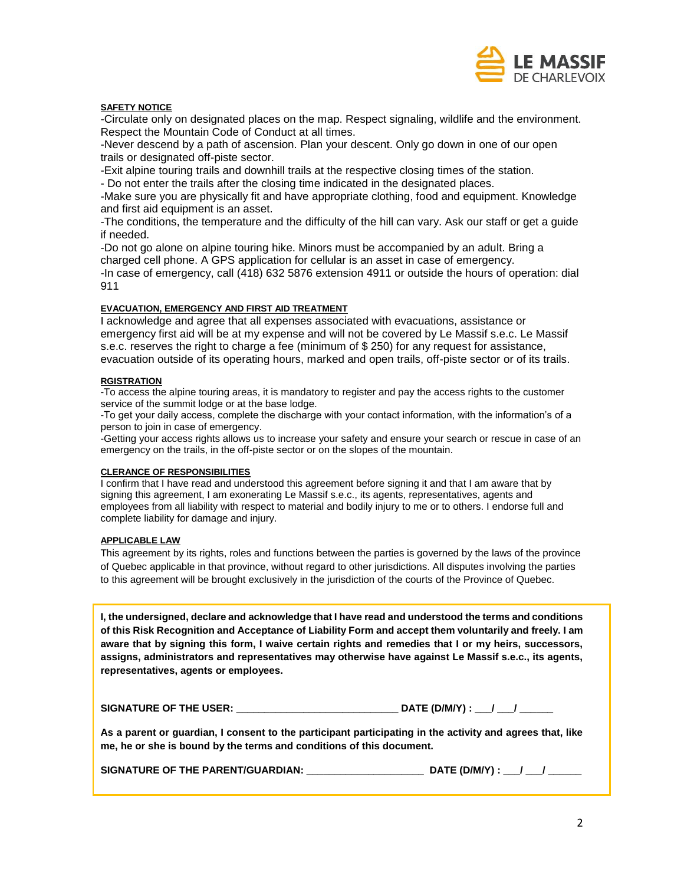**SAFETY NOTICE**

-Circulate only on designated places on the map. Respect signaling, wildlife and the environment. Respect the Mountain Code of Conduct at all times.
-Never descend by a path of ascension. Plan your descent. Only go down in one of our open trails or designated off-piste sector.
-Exit alpine touring trails and downhill trails at the respective closing times of the station.
- Do not enter the trails after the closing time indicated in the designated places.
-Make sure you are physically fit and have appropriate clothing, food and equipment. Knowledge and first aid equipment is an asset.
-The conditions, the temperature and the difficulty of the hill can vary. Ask our staff or get a guide if needed.
-Do not go alone on alpine touring hike. Minors must be accompanied by an adult. Bring a charged cell phone. A GPS application for cellular is an asset in case of emergency.
-In case of emergency, call (418) 632 5876 extension 4911 or outside the hours of operation: dial 911

**EVACUATION, EMERGENCY AND FIRST AID TREATMENT**

I acknowledge and agree that all expenses associated with evacuations, assistance or emergency first aid will be at my expense and will not be covered by Le Massif s.e.c. Le Massif s.e.c. reserves the right to charge a fee (minimum of $ 250) for any request for assistance, evacuation outside of its operating hours, marked and open trails, off-piste sector or of its trails.

**RGISTRATION**

-To access the alpine touring areas, it is mandatory to register and pay the access rights to the customer service of the summit lodge or at the base lodge.
-To get your daily access, complete the discharge with your contact information, with the information's of a person to join in case of emergency.
-Getting your access rights allows us to increase your safety and ensure your search or rescue in case of an emergency on the trails, in the off-piste sector or on the slopes of the mountain.

**CLERANCE OF RESPONSIBILITIES**

I confirm that I have read and understood this agreement before signing it and that I am aware that by signing this agreement, I am exonerating Le Massif s.e.c., its agents, representatives, agents and employees from all liability with respect to material and bodily injury to me or to others. I endorse full and complete liability for damage and injury.

**APPLICABLE LAW**

This agreement by its rights, roles and functions between the parties is governed by the laws of the province of Quebec applicable in that province, without regard to other jurisdictions. All disputes involving the parties to this agreement will be brought exclusively in the jurisdiction of the courts of the Province of Quebec.

**I, the undersigned, declare and acknowledge that I have read and understood the terms and conditions of this Risk Recognition and Acceptance of Liability Form and accept them voluntarily and freely. I am aware that by signing this form, I waive certain rights and remedies that I or my heirs, successors, assigns, administrators and representatives may otherwise have against Le Massif s.e.c., its agents, representatives, agents or employees.**

**SIGNATURE OF THE USER: ____________________________ DATE (D/M/Y) : ___/ ___/ ______**

**As a parent or guardian, I consent to the participant participating in the activity and agrees that, like me, he or she is bound by the terms and conditions of this document.**

**SIGNATURE OF THE PARENT/GUARDIAN: ____________________ DATE (D/M/Y) : ___/ ___/ ______**